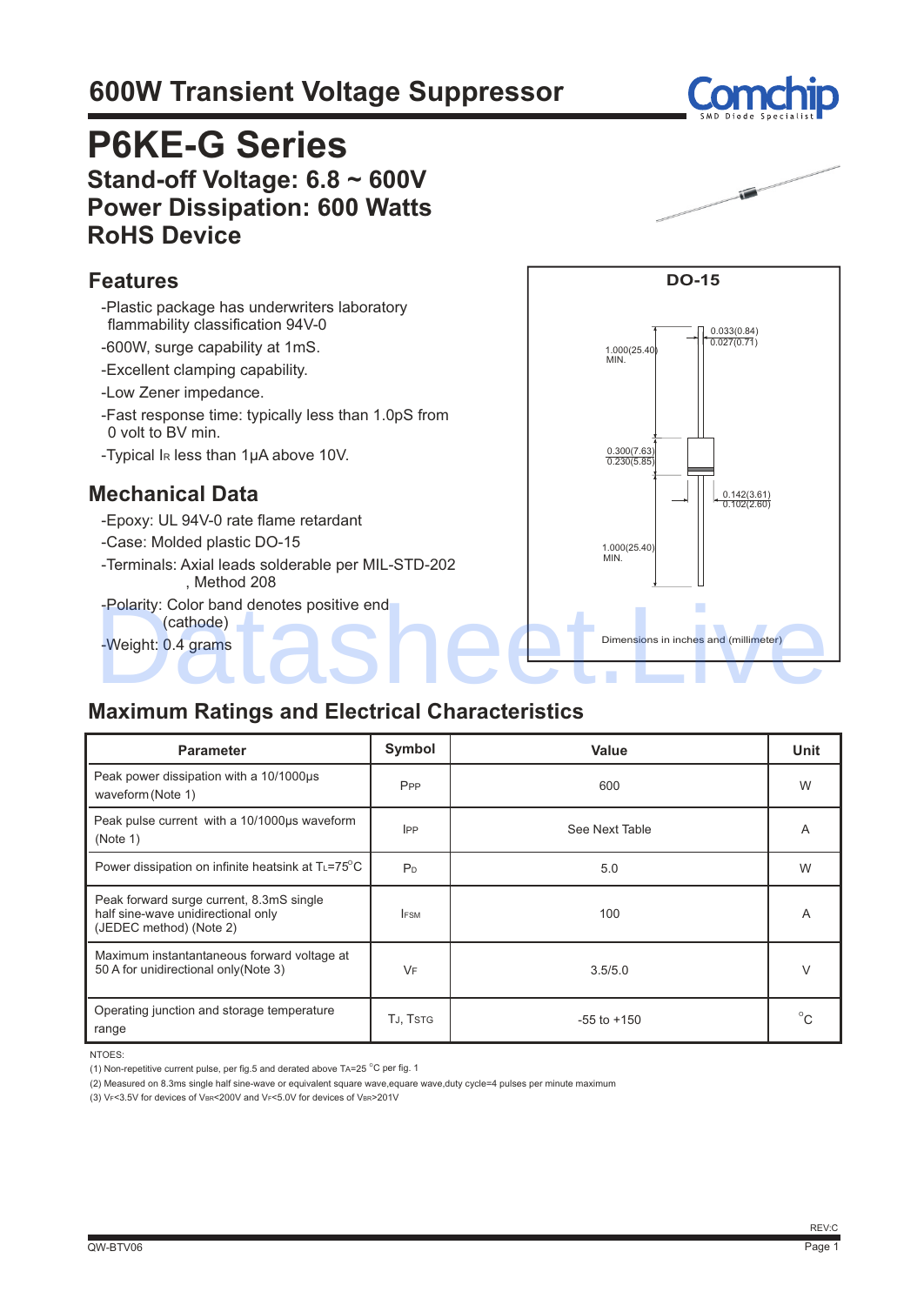# 600W Transient Voltage Suppressor

# P6KE-G Series

## Stand-off Voltage: 6.8 ~ 600V
## Power Dissipation: 600 Watts
## RoHS Device

## Features

-Plastic package has underwriters laboratory flammability classification 94V-0

-600W, surge capability at 1mS.

-Excellent clamping capability.

-Low Zener impedance.

-Fast response time: typically less than 1.0pS from 0 volt to BV min.

-Typical $I_R$ less than 1μA above 10V.

## Mechanical Data

-Epoxy: UL 94V-0 rate flame retardant

-Case: Molded plastic DO-15

-Terminals: Axial leads solderable per MIL-STD-202, Method 208

-Polarity: Color band denotes positive end (cathode)

-Weight: 0.4 grams

**DO-15**

1.000(25.40) MIN.

0.033(0.84)
0.027(0.71)

0.300(7.63)
0.230(5.85)

0.142(3.61)
0.102(2.60)

1.000(25.40) MIN.

Dimensions in inches and (millimeter)

## Maximum Ratings and Electrical Characteristics

| Parameter | Symbol | Value | Unit |
|---|---|---|---|
| Peak power dissipation with a 10/1000μs waveform (Note 1) | $P_{PP}$ | 600 | W |
| Peak pulse current with a 10/1000μs waveform (Note 1) | $I_{PP}$ | See Next Table | A |
| Power dissipation on infinite heatsink at $T_L$=75°C | $P_D$ | 5.0 | W |
| Peak forward surge current, 8.3mS single half sine-wave unidirectional only (JEDEC method) (Note 2) | $I_{FSM}$ | 100 | A |
| Maximum instantantaneous forward voltage at 50 A for unidirectional only(Note 3) | $V_F$ | 3.5/5.0 | V |
| Operating junction and storage temperature range | $T_J$, $T_{STG}$ | -55 to +150 | °C |

NTOES:

(1) Non-repetitive current pulse, per fig.5 and derated above $T_A$=25 °C per fig. 1

(2) Measured on 8.3ms single half sine-wave or equivalent square wave,equare wave,duty cycle=4 pulses per minute maximum

(3) $V_F$<3.5V for devices of $V_{BR}$<200V and $V_F$<5.0V for devices of $V_{BR}$>201V

QW-BTV06

REV:C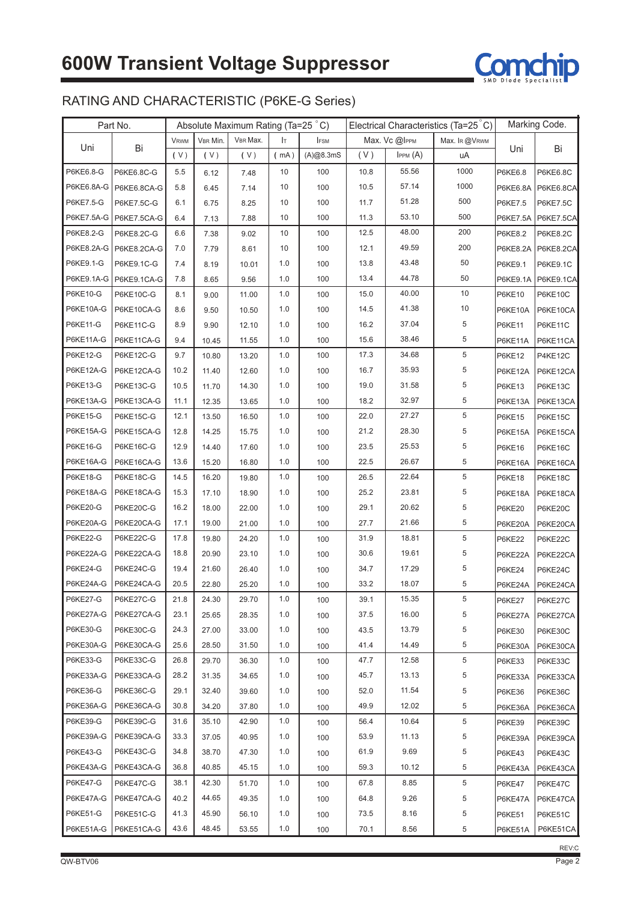# 600W Transient Voltage Suppressor

## RATING AND CHARACTERISTIC (P6KE-G Series)

| Part No. | | Absolute Maximum Rating (Ta=25 °C) | | | | | Electrical Characteristics (Ta=25 °C) | | | Marking Code. | |
|---|---|---|---|---|---|---|---|---|---|---|---|
| Uni | Bi | $V_{RWM}$ | $V_{BR}$ Min. | $V_{BR}$ Max. | $I_T$ | $I_{FSM}$ | Max. Vc @$I_{PPM}$ | | Max. $I_R$ @$V_{RWM}$ | Uni | Bi |
| | | ( V ) | ( V ) | ( V ) | ( mA ) | (A)@8.3mS | ( V ) | $I_{PPM}$ (A) | uA | | |
| P6KE6.8-G | P6KE6.8C-G | 5.5 | 6.12 | 7.48 | 10 | 100 | 10.8 | 55.56 | 1000 | P6KE6.8 | P6KE6.8C |
| P6KE6.8A-G | P6KE6.8CA-G | 5.8 | 6.45 | 7.14 | 10 | 100 | 10.5 | 57.14 | 1000 | P6KE6.8A | P6KE6.8CA |
| P6KE7.5-G | P6KE7.5C-G | 6.1 | 6.75 | 8.25 | 10 | 100 | 11.7 | 51.28 | 500 | P6KE7.5 | P6KE7.5C |
| P6KE7.5A-G | P6KE7.5CA-G | 6.4 | 7.13 | 7.88 | 10 | 100 | 11.3 | 53.10 | 500 | P6KE7.5A | P6KE7.5CA |
| P6KE8.2-G | P6KE8.2C-G | 6.6 | 7.38 | 9.02 | 10 | 100 | 12.5 | 48.00 | 200 | P6KE8.2 | P6KE8.2C |
| P6KE8.2A-G | P6KE8.2CA-G | 7.0 | 7.79 | 8.61 | 10 | 100 | 12.1 | 49.59 | 200 | P6KE8.2A | P6KE8.2CA |
| P6KE9.1-G | P6KE9.1C-G | 7.4 | 8.19 | 10.01 | 1.0 | 100 | 13.8 | 43.48 | 50 | P6KE9.1 | P6KE9.1C |
| P6KE9.1A-G | P6KE9.1CA-G | 7.8 | 8.65 | 9.56 | 1.0 | 100 | 13.4 | 44.78 | 50 | P6KE9.1A | P6KE9.1CA |
| P6KE10-G | P6KE10C-G | 8.1 | 9.00 | 11.00 | 1.0 | 100 | 15.0 | 40.00 | 10 | P6KE10 | P6KE10C |
| P6KE10A-G | P6KE10CA-G | 8.6 | 9.50 | 10.50 | 1.0 | 100 | 14.5 | 41.38 | 10 | P6KE10A | P6KE10CA |
| P6KE11-G | P6KE11C-G | 8.9 | 9.90 | 12.10 | 1.0 | 100 | 16.2 | 37.04 | 5 | P6KE11 | P6KE11C |
| P6KE11A-G | P6KE11CA-G | 9.4 | 10.45 | 11.55 | 1.0 | 100 | 15.6 | 38.46 | 5 | P6KE11A | P6KE11CA |
| P6KE12-G | P6KE12C-G | 9.7 | 10.80 | 13.20 | 1.0 | 100 | 17.3 | 34.68 | 5 | P6KE12 | P4KE12C |
| P6KE12A-G | P6KE12CA-G | 10.2 | 11.40 | 12.60 | 1.0 | 100 | 16.7 | 35.93 | 5 | P6KE12A | P6KE12CA |
| P6KE13-G | P6KE13C-G | 10.5 | 11.70 | 14.30 | 1.0 | 100 | 19.0 | 31.58 | 5 | P6KE13 | P6KE13C |
| P6KE13A-G | P6KE13CA-G | 11.1 | 12.35 | 13.65 | 1.0 | 100 | 18.2 | 32.97 | 5 | P6KE13A | P6KE13CA |
| P6KE15-G | P6KE15C-G | 12.1 | 13.50 | 16.50 | 1.0 | 100 | 22.0 | 27.27 | 5 | P6KE15 | P6KE15C |
| P6KE15A-G | P6KE15CA-G | 12.8 | 14.25 | 15.75 | 1.0 | 100 | 21.2 | 28.30 | 5 | P6KE15A | P6KE15CA |
| P6KE16-G | P6KE16C-G | 12.9 | 14.40 | 17.60 | 1.0 | 100 | 23.5 | 25.53 | 5 | P6KE16 | P6KE16C |
| P6KE16A-G | P6KE16CA-G | 13.6 | 15.20 | 16.80 | 1.0 | 100 | 22.5 | 26.67 | 5 | P6KE16A | P6KE16CA |
| P6KE18-G | P6KE18C-G | 14.5 | 16.20 | 19.80 | 1.0 | 100 | 26.5 | 22.64 | 5 | P6KE18 | P6KE18C |
| P6KE18A-G | P6KE18CA-G | 15.3 | 17.10 | 18.90 | 1.0 | 100 | 25.2 | 23.81 | 5 | P6KE18A | P6KE18CA |
| P6KE20-G | P6KE20C-G | 16.2 | 18.00 | 22.00 | 1.0 | 100 | 29.1 | 20.62 | 5 | P6KE20 | P6KE20C |
| P6KE20A-G | P6KE20CA-G | 17.1 | 19.00 | 21.00 | 1.0 | 100 | 27.7 | 21.66 | 5 | P6KE20A | P6KE20CA |
| P6KE22-G | P6KE22C-G | 17.8 | 19.80 | 24.20 | 1.0 | 100 | 31.9 | 18.81 | 5 | P6KE22 | P6KE22C |
| P6KE22A-G | P6KE22CA-G | 18.8 | 20.90 | 23.10 | 1.0 | 100 | 30.6 | 19.61 | 5 | P6KE22A | P6KE22CA |
| P6KE24-G | P6KE24C-G | 19.4 | 21.60 | 26.40 | 1.0 | 100 | 34.7 | 17.29 | 5 | P6KE24 | P6KE24C |
| P6KE24A-G | P6KE24CA-G | 20.5 | 22.80 | 25.20 | 1.0 | 100 | 33.2 | 18.07 | 5 | P6KE24A | P6KE24CA |
| P6KE27-G | P6KE27C-G | 21.8 | 24.30 | 29.70 | 1.0 | 100 | 39.1 | 15.35 | 5 | P6KE27 | P6KE27C |
| P6KE27A-G | P6KE27CA-G | 23.1 | 25.65 | 28.35 | 1.0 | 100 | 37.5 | 16.00 | 5 | P6KE27A | P6KE27CA |
| P6KE30-G | P6KE30C-G | 24.3 | 27.00 | 33.00 | 1.0 | 100 | 43.5 | 13.79 | 5 | P6KE30 | P6KE30C |
| P6KE30A-G | P6KE30CA-G | 25.6 | 28.50 | 31.50 | 1.0 | 100 | 41.4 | 14.49 | 5 | P6KE30A | P6KE30CA |
| P6KE33-G | P6KE33C-G | 26.8 | 29.70 | 36.30 | 1.0 | 100 | 47.7 | 12.58 | 5 | P6KE33 | P6KE33C |
| P6KE33A-G | P6KE33CA-G | 28.2 | 31.35 | 34.65 | 1.0 | 100 | 45.7 | 13.13 | 5 | P6KE33A | P6KE33CA |
| P6KE36-G | P6KE36C-G | 29.1 | 32.40 | 39.60 | 1.0 | 100 | 52.0 | 11.54 | 5 | P6KE36 | P6KE36C |
| P6KE36A-G | P6KE36CA-G | 30.8 | 34.20 | 37.80 | 1.0 | 100 | 49.9 | 12.02 | 5 | P6KE36A | P6KE36CA |
| P6KE39-G | P6KE39C-G | 31.6 | 35.10 | 42.90 | 1.0 | 100 | 56.4 | 10.64 | 5 | P6KE39 | P6KE39C |
| P6KE39A-G | P6KE39CA-G | 33.3 | 37.05 | 40.95 | 1.0 | 100 | 53.9 | 11.13 | 5 | P6KE39A | P6KE39CA |
| P6KE43-G | P6KE43C-G | 34.8 | 38.70 | 47.30 | 1.0 | 100 | 61.9 | 9.69 | 5 | P6KE43 | P6KE43C |
| P6KE43A-G | P6KE43CA-G | 36.8 | 40.85 | 45.15 | 1.0 | 100 | 59.3 | 10.12 | 5 | P6KE43A | P6KE43CA |
| P6KE47-G | P6KE47C-G | 38.1 | 42.30 | 51.70 | 1.0 | 100 | 67.8 | 8.85 | 5 | P6KE47 | P6KE47C |
| P6KE47A-G | P6KE47CA-G | 40.2 | 44.65 | 49.35 | 1.0 | 100 | 64.8 | 9.26 | 5 | P6KE47A | P6KE47CA |
| P6KE51-G | P6KE51C-G | 41.3 | 45.90 | 56.10 | 1.0 | 100 | 73.5 | 8.16 | 5 | P6KE51 | P6KE51C |
| P6KE51A-G | P6KE51CA-G | 43.6 | 48.45 | 53.55 | 1.0 | 100 | 70.1 | 8.56 | 5 | P6KE51A | P6KE51CA |

REV:C

QW-BTV06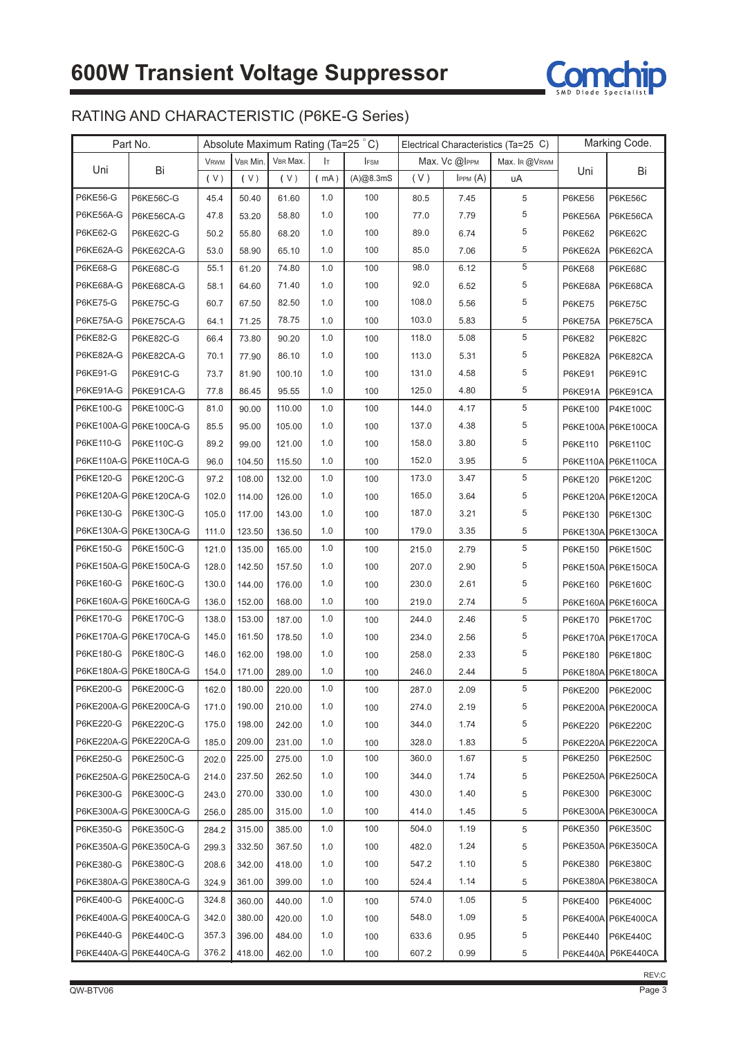# 600W Transient Voltage Suppressor

## RATING AND CHARACTERISTIC (P6KE-G Series)

| Part No. | | Absolute Maximum Rating (Ta=25 °C) | | | | | Electrical Characteristics (Ta=25 C) | | | Marking Code. | |
|---|---|---|---|---|---|---|---|---|---|---|---|
| Uni | Bi | VRWM | VBR Min. | VBR Max. | IT | IFSM | Max. Vc @IPPM | | Max. IR @VRWM | Uni | Bi |
| | | ( V ) | ( V ) | ( V ) | ( mA ) | (A)@8.3mS | ( V ) | IPPM (A) | uA | | |
| P6KE56-G | P6KE56C-G | 45.4 | 50.40 | 61.60 | 1.0 | 100 | 80.5 | 7.45 | 5 | P6KE56 | P6KE56C |
| P6KE56A-G | P6KE56CA-G | 47.8 | 53.20 | 58.80 | 1.0 | 100 | 77.0 | 7.79 | 5 | P6KE56A | P6KE56CA |
| P6KE62-G | P6KE62C-G | 50.2 | 55.80 | 68.20 | 1.0 | 100 | 89.0 | 6.74 | 5 | P6KE62 | P6KE62C |
| P6KE62A-G | P6KE62CA-G | 53.0 | 58.90 | 65.10 | 1.0 | 100 | 85.0 | 7.06 | 5 | P6KE62A | P6KE62CA |
| P6KE68-G | P6KE68C-G | 55.1 | 61.20 | 74.80 | 1.0 | 100 | 98.0 | 6.12 | 5 | P6KE68 | P6KE68C |
| P6KE68A-G | P6KE68CA-G | 58.1 | 64.60 | 71.40 | 1.0 | 100 | 92.0 | 6.52 | 5 | P6KE68A | P6KE68CA |
| P6KE75-G | P6KE75C-G | 60.7 | 67.50 | 82.50 | 1.0 | 100 | 108.0 | 5.56 | 5 | P6KE75 | P6KE75C |
| P6KE75A-G | P6KE75CA-G | 64.1 | 71.25 | 78.75 | 1.0 | 100 | 103.0 | 5.83 | 5 | P6KE75A | P6KE75CA |
| P6KE82-G | P6KE82C-G | 66.4 | 73.80 | 90.20 | 1.0 | 100 | 118.0 | 5.08 | 5 | P6KE82 | P6KE82C |
| P6KE82A-G | P6KE82CA-G | 70.1 | 77.90 | 86.10 | 1.0 | 100 | 113.0 | 5.31 | 5 | P6KE82A | P6KE82CA |
| P6KE91-G | P6KE91C-G | 73.7 | 81.90 | 100.10 | 1.0 | 100 | 131.0 | 4.58 | 5 | P6KE91 | P6KE91C |
| P6KE91A-G | P6KE91CA-G | 77.8 | 86.45 | 95.55 | 1.0 | 100 | 125.0 | 4.80 | 5 | P6KE91A | P6KE91CA |
| P6KE100-G | P6KE100C-G | 81.0 | 90.00 | 110.00 | 1.0 | 100 | 144.0 | 4.17 | 5 | P6KE100 | P4KE100C |
| P6KE100A-G | P6KE100CA-G | 85.5 | 95.00 | 105.00 | 1.0 | 100 | 137.0 | 4.38 | 5 | P6KE100A | P6KE100CA |
| P6KE110-G | P6KE110C-G | 89.2 | 99.00 | 121.00 | 1.0 | 100 | 158.0 | 3.80 | 5 | P6KE110 | P6KE110C |
| P6KE110A-G | P6KE110CA-G | 96.0 | 104.50 | 115.50 | 1.0 | 100 | 152.0 | 3.95 | 5 | P6KE110A | P6KE110CA |
| P6KE120-G | P6KE120C-G | 97.2 | 108.00 | 132.00 | 1.0 | 100 | 173.0 | 3.47 | 5 | P6KE120 | P6KE120C |
| P6KE120A-G | P6KE120CA-G | 102.0 | 114.00 | 126.00 | 1.0 | 100 | 165.0 | 3.64 | 5 | P6KE120A | P6KE120CA |
| P6KE130-G | P6KE130C-G | 105.0 | 117.00 | 143.00 | 1.0 | 100 | 187.0 | 3.21 | 5 | P6KE130 | P6KE130C |
| P6KE130A-G | P6KE130CA-G | 111.0 | 123.50 | 136.50 | 1.0 | 100 | 179.0 | 3.35 | 5 | P6KE130A | P6KE130CA |
| P6KE150-G | P6KE150C-G | 121.0 | 135.00 | 165.00 | 1.0 | 100 | 215.0 | 2.79 | 5 | P6KE150 | P6KE150C |
| P6KE150A-G | P6KE150CA-G | 128.0 | 142.50 | 157.50 | 1.0 | 100 | 207.0 | 2.90 | 5 | P6KE150A | P6KE150CA |
| P6KE160-G | P6KE160C-G | 130.0 | 144.00 | 176.00 | 1.0 | 100 | 230.0 | 2.61 | 5 | P6KE160 | P6KE160C |
| P6KE160A-G | P6KE160CA-G | 136.0 | 152.00 | 168.00 | 1.0 | 100 | 219.0 | 2.74 | 5 | P6KE160A | P6KE160CA |
| P6KE170-G | P6KE170C-G | 138.0 | 153.00 | 187.00 | 1.0 | 100 | 244.0 | 2.46 | 5 | P6KE170 | P6KE170C |
| P6KE170A-G | P6KE170CA-G | 145.0 | 161.50 | 178.50 | 1.0 | 100 | 234.0 | 2.56 | 5 | P6KE170A | P6KE170CA |
| P6KE180-G | P6KE180C-G | 146.0 | 162.00 | 198.00 | 1.0 | 100 | 258.0 | 2.33 | 5 | P6KE180 | P6KE180C |
| P6KE180A-G | P6KE180CA-G | 154.0 | 171.00 | 289.00 | 1.0 | 100 | 246.0 | 2.44 | 5 | P6KE180A | P6KE180CA |
| P6KE200-G | P6KE200C-G | 162.0 | 180.00 | 220.00 | 1.0 | 100 | 287.0 | 2.09 | 5 | P6KE200 | P6KE200C |
| P6KE200A-G | P6KE200CA-G | 171.0 | 190.00 | 210.00 | 1.0 | 100 | 274.0 | 2.19 | 5 | P6KE200A | P6KE200CA |
| P6KE220-G | P6KE220C-G | 175.0 | 198.00 | 242.00 | 1.0 | 100 | 344.0 | 1.74 | 5 | P6KE220 | P6KE220C |
| P6KE220A-G | P6KE220CA-G | 185.0 | 209.00 | 231.00 | 1.0 | 100 | 328.0 | 1.83 | 5 | P6KE220A | P6KE220CA |
| P6KE250-G | P6KE250C-G | 202.0 | 225.00 | 275.00 | 1.0 | 100 | 360.0 | 1.67 | 5 | P6KE250 | P6KE250C |
| P6KE250A-G | P6KE250CA-G | 214.0 | 237.50 | 262.50 | 1.0 | 100 | 344.0 | 1.74 | 5 | P6KE250A | P6KE250CA |
| P6KE300-G | P6KE300C-G | 243.0 | 270.00 | 330.00 | 1.0 | 100 | 430.0 | 1.40 | 5 | P6KE300 | P6KE300C |
| P6KE300A-G | P6KE300CA-G | 256.0 | 285.00 | 315.00 | 1.0 | 100 | 414.0 | 1.45 | 5 | P6KE300A | P6KE300CA |
| P6KE350-G | P6KE350C-G | 284.2 | 315.00 | 385.00 | 1.0 | 100 | 504.0 | 1.19 | 5 | P6KE350 | P6KE350C |
| P6KE350A-G | P6KE350CA-G | 299.3 | 332.50 | 367.50 | 1.0 | 100 | 482.0 | 1.24 | 5 | P6KE350A | P6KE350CA |
| P6KE380-G | P6KE380C-G | 208.6 | 342.00 | 418.00 | 1.0 | 100 | 547.2 | 1.10 | 5 | P6KE380 | P6KE380C |
| P6KE380A-G | P6KE380CA-G | 324.9 | 361.00 | 399.00 | 1.0 | 100 | 524.4 | 1.14 | 5 | P6KE380A | P6KE380CA |
| P6KE400-G | P6KE400C-G | 324.8 | 360.00 | 440.00 | 1.0 | 100 | 574.0 | 1.05 | 5 | P6KE400 | P6KE400C |
| P6KE400A-G | P6KE400CA-G | 342.0 | 380.00 | 420.00 | 1.0 | 100 | 548.0 | 1.09 | 5 | P6KE400A | P6KE400CA |
| P6KE440-G | P6KE440C-G | 357.3 | 396.00 | 484.00 | 1.0 | 100 | 633.6 | 0.95 | 5 | P6KE440 | P6KE440C |
| P6KE440A-G | P6KE440CA-G | 376.2 | 418.00 | 462.00 | 1.0 | 100 | 607.2 | 0.99 | 5 | P6KE440A | P6KE440CA |

REV:C

QW-BTV06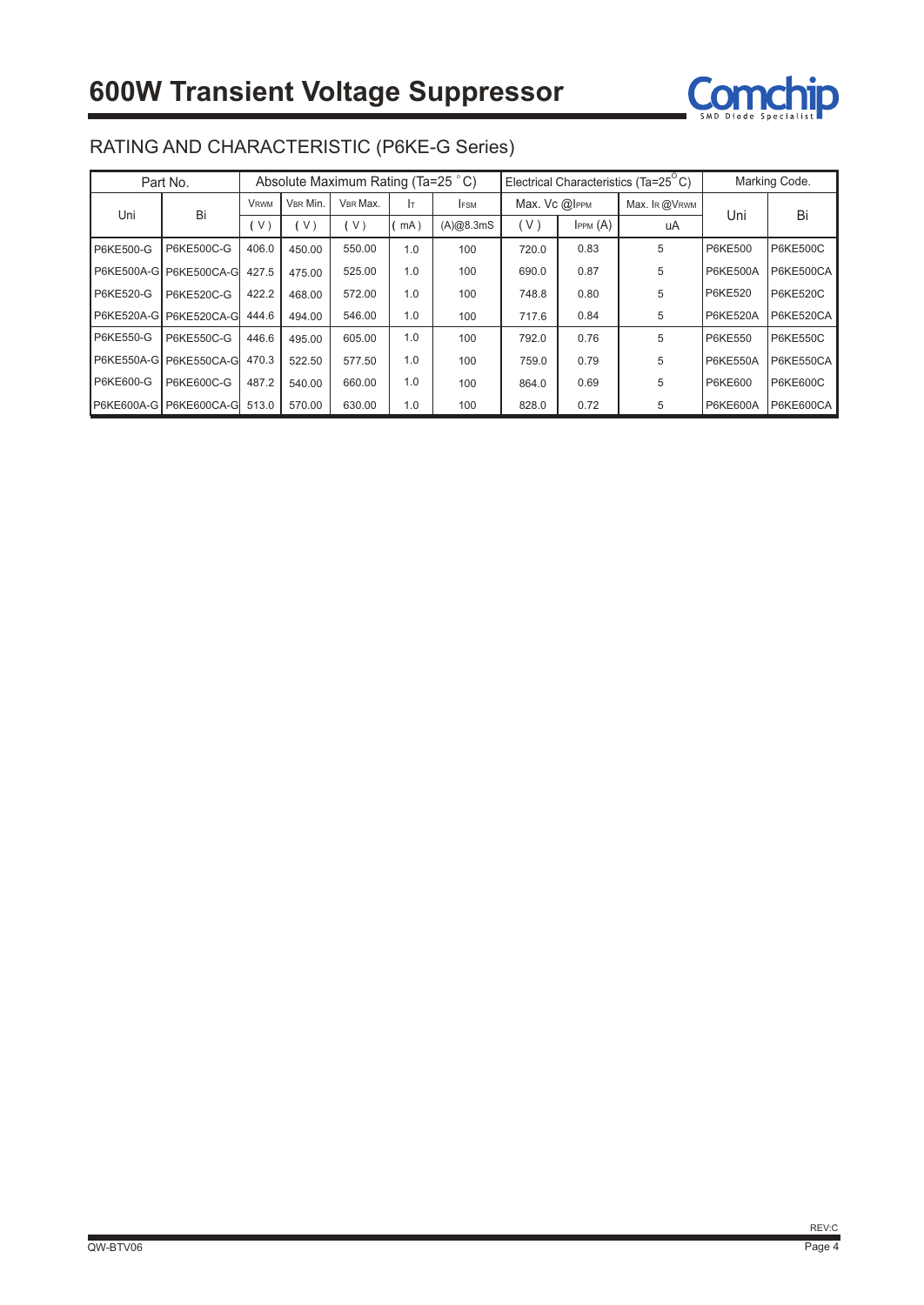# 600W Transient Voltage Suppressor

## RATING AND CHARACTERISTIC (P6KE-G Series)

| Part No. | | Absolute Maximum Rating (Ta=25 °C) | | | | | Electrical Characteristics (Ta=25 °C) | | | Marking Code. | |
|---|---|---|---|---|---|---|---|---|---|---|---|
| Uni | Bi | $V_{RWM}$ | $V_{BR}$ Min. | $V_{BR}$ Max. | $I_T$ | $I_{FSM}$ | Max. Vc @$I_{PPM}$ | | Max. $I_R$ @$V_{RWM}$ | Uni | Bi |
| | | ( V ) | ( V ) | ( V ) | ( mA ) | (A)@8.3mS | ( V ) | $I_{PPM}$ (A) | uA | | |
| P6KE500-G | P6KE500C-G | 406.0 | 450.00 | 550.00 | 1.0 | 100 | 720.0 | 0.83 | 5 | P6KE500 | P6KE500C |
| P6KE500A-G | P6KE500CA-G | 427.5 | 475.00 | 525.00 | 1.0 | 100 | 690.0 | 0.87 | 5 | P6KE500A | P6KE500CA |
| P6KE520-G | P6KE520C-G | 422.2 | 468.00 | 572.00 | 1.0 | 100 | 748.8 | 0.80 | 5 | P6KE520 | P6KE520C |
| P6KE520A-G | P6KE520CA-G | 444.6 | 494.00 | 546.00 | 1.0 | 100 | 717.6 | 0.84 | 5 | P6KE520A | P6KE520CA |
| P6KE550-G | P6KE550C-G | 446.6 | 495.00 | 605.00 | 1.0 | 100 | 792.0 | 0.76 | 5 | P6KE550 | P6KE550C |
| P6KE550A-G | P6KE550CA-G | 470.3 | 522.50 | 577.50 | 1.0 | 100 | 759.0 | 0.79 | 5 | P6KE550A | P6KE550CA |
| P6KE600-G | P6KE600C-G | 487.2 | 540.00 | 660.00 | 1.0 | 100 | 864.0 | 0.69 | 5 | P6KE600 | P6KE600C |
| P6KE600A-G | P6KE600CA-G | 513.0 | 570.00 | 630.00 | 1.0 | 100 | 828.0 | 0.72 | 5 | P6KE600A | P6KE600CA |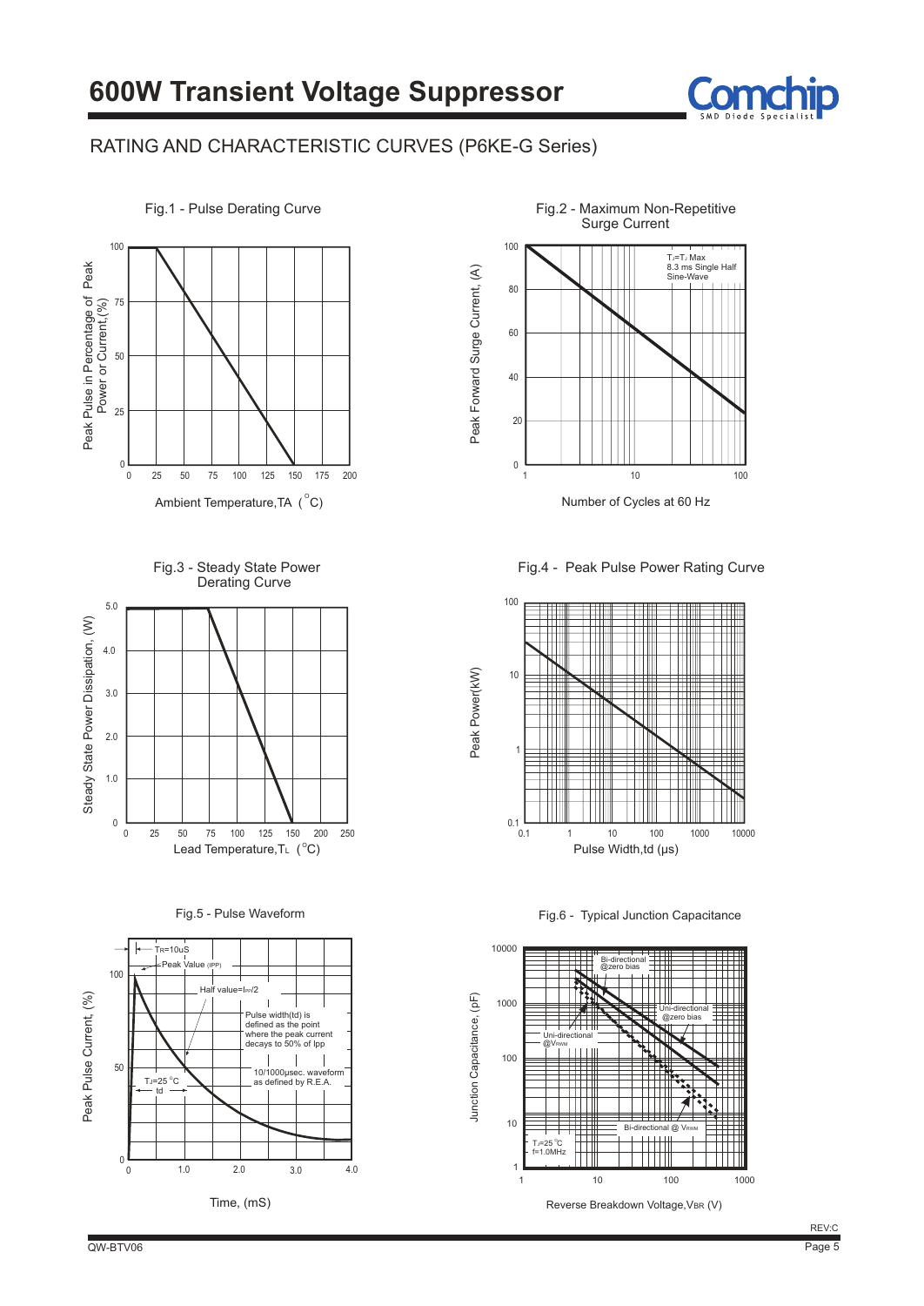# 600W Transient Voltage Suppressor

## RATING AND CHARACTERISTIC CURVES (P6KE-G Series)

Fig.1 - Pulse Derating Curve

Peak Pulse in Percentage of Peak Power or Current,(%)

100, 75, 50, 25, 0

0, 25, 50, 75, 100, 125, 150, 175, 200

Ambient Temperature,TA (°C)

Fig.2 - Maximum Non-Repetitive Surge Current

Peak Forward Surge Current, (A)

$T_J$=$T_J$ Max
8.3 ms Single Half Sine-Wave

100, 80, 60, 40, 20, 0

1, 10, 100

Number of Cycles at 60 Hz

Fig.3 - Steady State Power Derating Curve

Steady State Power Dissipation, (W)

5.0, 4.0, 3.0, 2.0, 1.0, 0

0, 25, 50, 75, 100, 125, 150, 200, 250

Lead Temperature,$T_L$ (°C)

Fig.4 - Peak Pulse Power Rating Curve

Peak Power(kW)

100, 10, 1, 0.1

0.1, 1, 10, 100, 1000, 10000

Pulse Width,td (μs)

Fig.5 - Pulse Waveform

Peak Pulse Current, (%)

TR=10uS

Peak Value (IPP)

Half value=IPP/2

Pulse width(td) is defined as the point where the peak current decays to 50% of Ipp

10/1000μsec. waveform as defined by R.E.A.

$T_J$=25 °C

td

100, 50, 0

0, 1.0, 2.0, 3.0, 4.0

Time, (mS)

Fig.6 - Typical Junction Capacitance

Junction Capacitance, (pF)

Bi-directional @zero bias

Uni-directional @zero bias

Uni-directional @VRWM

Bi-directional @ VRWM

$T_J$=25 °C
f=1.0MHz

10000, 1000, 100, 10, 1

1, 10, 100, 1000

Reverse Breakdown Voltage,VBR (V)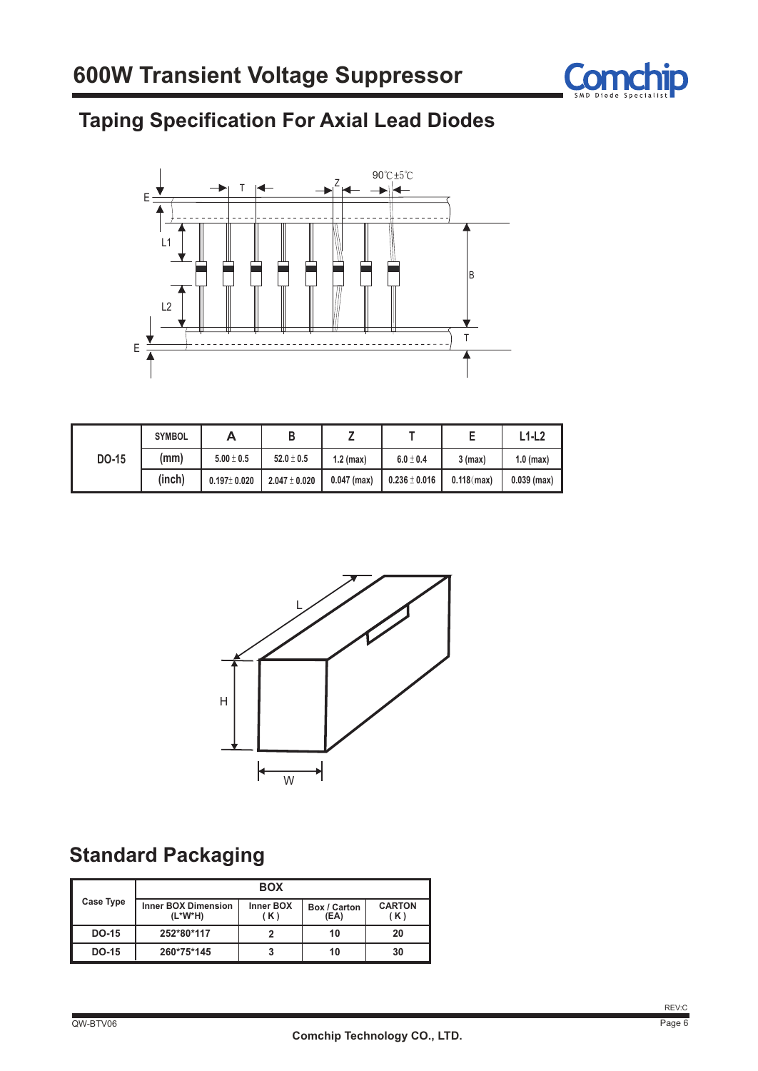## 600W Transient Voltage Suppressor

## Taping Specification For Axial Lead Diodes

|  | SYMBOL | A | B | Z | T | E | L1-L2 |
|---|---|---|---|---|---|---|---|
| DO-15 | (mm) | 5.00 ± 0.5 | 52.0 ± 0.5 | 1.2 (max) | 6.0 ± 0.4 | 3 (max) | 1.0 (max) |
|  | (inch) | 0.197± 0.020 | 2.047 ± 0.020 | 0.047 (max) | 0.236 ± 0.016 | 0.118 (max) | 0.039 (max) |

## Standard Packaging

| Case Type | BOX | | | |
|---|---|---|---|---|
|  | Inner BOX Dimension (L*W*H) | Inner BOX ( K ) | Box / Carton (EA) | CARTON ( K ) |
| DO-15 | 252*80*117 | 2 | 10 | 20 |
| DO-15 | 260*75*145 | 3 | 10 | 30 |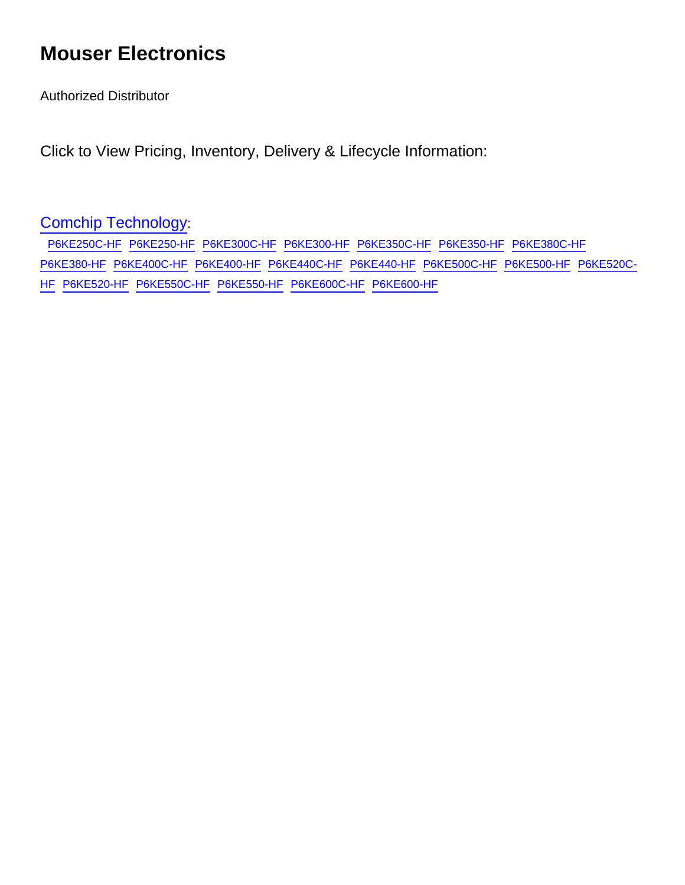# Mouser Electronics

Authorized Distributor

Click to View Pricing, Inventory, Delivery & Lifecycle Information:

Comchip Technology:

P6KE250C-HF P6KE250-HF P6KE300C-HF P6KE300-HF P6KE350C-HF P6KE350-HF P6KE380C-HF P6KE380-HF P6KE400C-HF P6KE400-HF P6KE440C-HF P6KE440-HF P6KE500C-HF P6KE500-HF P6KE520C-HF P6KE520-HF P6KE550C-HF P6KE550-HF P6KE600C-HF P6KE600-HF